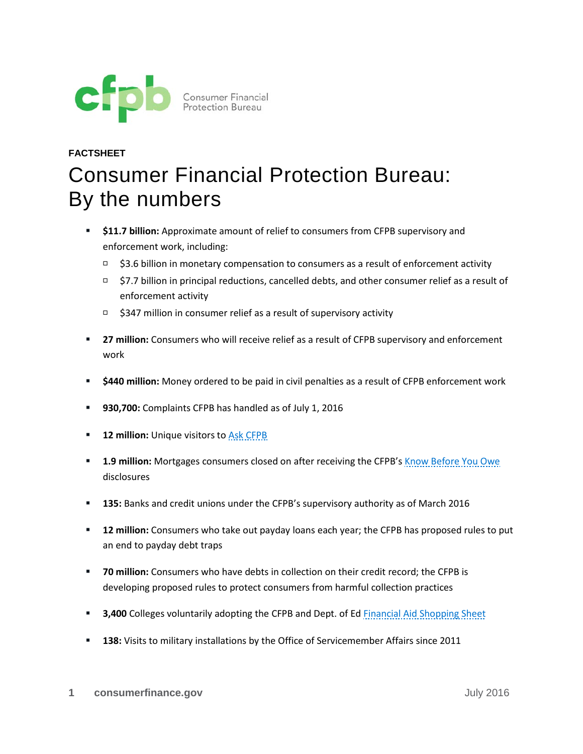Consumer Financial Protection Bureau

**FACTSHEET**

# Consumer Financial Protection Bureau: By the numbers

- **$11.7 billion:** Approximate amount of relief to consumers from CFPB supervisory and enforcement work, including:
  - $3.6 billion in monetary compensation to consumers as a result of enforcement activity
  - $7.7 billion in principal reductions, cancelled debts, and other consumer relief as a result of enforcement activity
  - $347 million in consumer relief as a result of supervisory activity
- **27 million:** Consumers who will receive relief as a result of CFPB supervisory and enforcement work
- **$440 million:** Money ordered to be paid in civil penalties as a result of CFPB enforcement work
- **930,700:** Complaints CFPB has handled as of July 1, 2016
- **12 million:** Unique visitors to Ask CFPB
- **1.9 million:** Mortgages consumers closed on after receiving the CFPB's Know Before You Owe disclosures
- **135:** Banks and credit unions under the CFPB's supervisory authority as of March 2016
- **12 million:** Consumers who take out payday loans each year; the CFPB has proposed rules to put an end to payday debt traps
- **70 million:** Consumers who have debts in collection on their credit record; the CFPB is developing proposed rules to protect consumers from harmful collection practices
- **3,400** Colleges voluntarily adopting the CFPB and Dept. of Ed Financial Aid Shopping Sheet
- **138:** Visits to military installations by the Office of Servicemember Affairs since 2011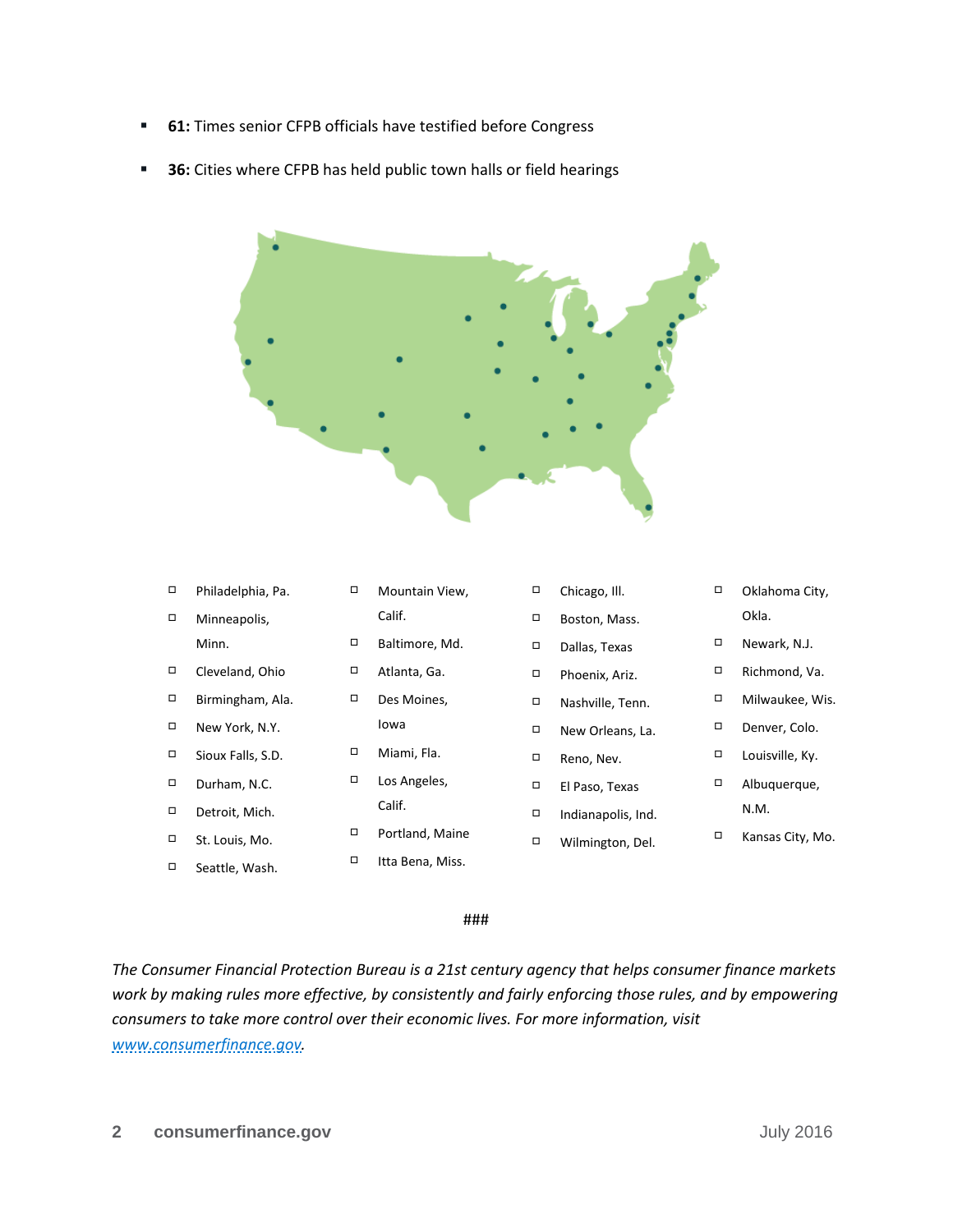- **61:** Times senior CFPB officials have testified before Congress
- **36:** Cities where CFPB has held public town halls or field hearings

- Philadelphia, Pa.
- Minneapolis, Minn.
- Cleveland, Ohio
- Birmingham, Ala.
- New York, N.Y.
- Sioux Falls, S.D.
- Durham, N.C.
- Detroit, Mich.
- St. Louis, Mo.
- Seattle, Wash.
- Mountain View, Calif.
- Baltimore, Md.
- Atlanta, Ga.
- Des Moines, Iowa
- Miami, Fla.
- Los Angeles, Calif.
- Portland, Maine
- Itta Bena, Miss.
- Chicago, Ill.
- Boston, Mass.
- Dallas, Texas
- Phoenix, Ariz.
- Nashville, Tenn.
- New Orleans, La.
- Reno, Nev.
- El Paso, Texas
- Indianapolis, Ind.
- Wilmington, Del.
- Oklahoma City, Okla.
- Newark, N.J.
- Richmond, Va.
- Milwaukee, Wis.
- Denver, Colo.
- Louisville, Ky.
- Albuquerque, N.M.
- Kansas City, Mo.

###

*The Consumer Financial Protection Bureau is a 21st century agency that helps consumer finance markets work by making rules more effective, by consistently and fairly enforcing those rules, and by empowering consumers to take more control over their economic lives. For more information, visit [www.consumerfinance.gov](http://www.consumerfinance.gov).*